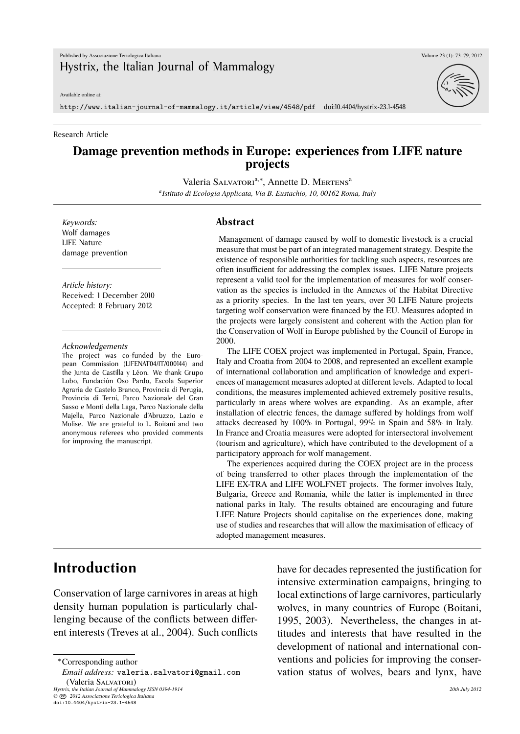Research Article

# Damage prevention methods in Europe: experiences from LIFE nature projects

Valeria Salvatori[a,*], Annette D. Mertens[a]

[a] *Istituto di Ecologia Applicata, Via B. Eustachio, 10, 00162 Roma, Italy*

*Keywords:*
Wolf damages
LIFE Nature
damage prevention

*Article history:*
Received: 1 December 2010
Accepted: 8 February 2012

*Acknowledgements*
The project was co-funded by the European Commission (LIFENAT04/IT/000144) and the Junta de Castilla y Léon. We thank Grupo Lobo, Fundación Oso Pardo, Escola Superior Agraria de Castelo Branco, Provincia di Perugia, Provincia di Terni, Parco Nazionale del Gran Sasso e Monti della Laga, Parco Nazionale della Majella, Parco Nazionale d'Abruzzo, Lazio e Molise. We are grateful to L. Boitani and two anonymous referees who provided comments for improving the manuscript.

## Abstract

Management of damage caused by wolf to domestic livestock is a crucial measure that must be part of an integrated management strategy. Despite the existence of responsible authorities for tackling such aspects, resources are often insufficient for addressing the complex issues. LIFE Nature projects represent a valid tool for the implementation of measures for wolf conservation as the species is included in the Annexes of the Habitat Directive as a priority species. In the last ten years, over 30 LIFE Nature projects targeting wolf conservation were financed by the EU. Measures adopted in the projects were largely consistent and coherent with the Action plan for the Conservation of Wolf in Europe published by the Council of Europe in 2000.

The LIFE COEX project was implemented in Portugal, Spain, France, Italy and Croatia from 2004 to 2008, and represented an excellent example of international collaboration and amplification of knowledge and experiences of management measures adopted at different levels. Adapted to local conditions, the measures implemented achieved extremely positive results, particularly in areas where wolves are expanding. As an example, after installation of electric fences, the damage suffered by holdings from wolf attacks decreased by 100% in Portugal, 99% in Spain and 58% in Italy. In France and Croatia measures were adopted for intersectoral involvement (tourism and agriculture), which have contributed to the development of a participatory approach for wolf management.

The experiences acquired during the COEX project are in the process of being transferred to other places through the implementation of the LIFE EX-TRA and LIFE WOLFNET projects. The former involves Italy, Bulgaria, Greece and Romania, while the latter is implemented in three national parks in Italy. The results obtained are encouraging and future LIFE Nature Projects should capitalise on the experiences done, making use of studies and researches that will allow the maximisation of efficacy of adopted management measures.

# Introduction

Conservation of large carnivores in areas at high density human population is particularly challenging because of the conflicts between different interests (Treves at al., 2004). Such conflicts have for decades represented the justification for intensive extermination campaigns, bringing to local extinctions of large carnivores, particularly wolves, in many countries of Europe (Boitani, 1995, 2003). Nevertheless, the changes in attitudes and interests that have resulted in the development of national and international conventions and policies for improving the conservation status of wolves, bears and lynx, have

*Corresponding author
*Email address:* valeria.salvatori@gmail.com (Valeria Salvatori)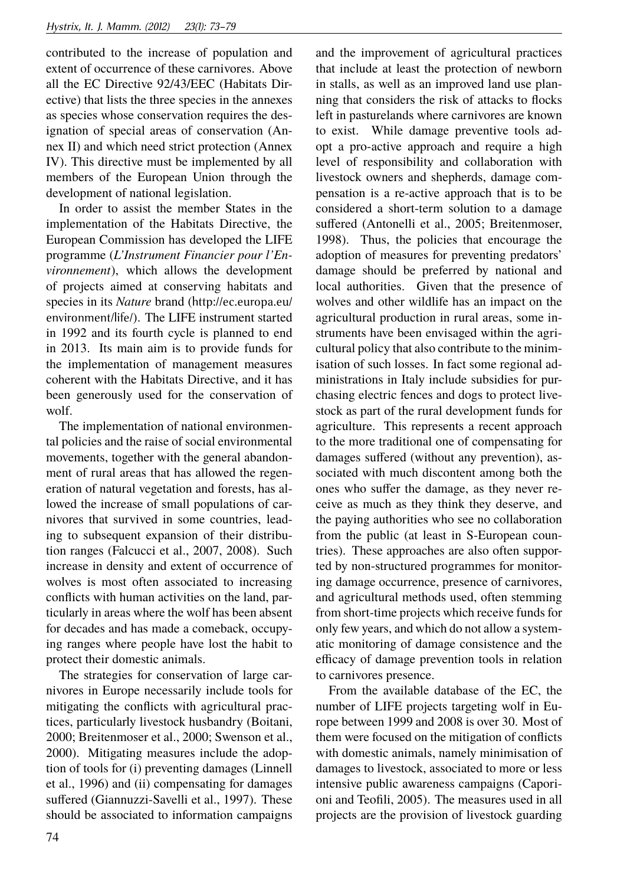contributed to the increase of population and extent of occurrence of these carnivores. Above all the EC Directive 92/43/EEC (Habitats Directive) that lists the three species in the annexes as species whose conservation requires the designation of special areas of conservation (Annex II) and which need strict protection (Annex IV). This directive must be implemented by all members of the European Union through the development of national legislation.

In order to assist the member States in the implementation of the Habitats Directive, the European Commission has developed the LIFE programme (*L'Instrument Financier pour l'Environnement*), which allows the development of projects aimed at conserving habitats and species in its *Nature* brand (http://ec.europa.eu/environment/life/). The LIFE instrument started in 1992 and its fourth cycle is planned to end in 2013. Its main aim is to provide funds for the implementation of management measures coherent with the Habitats Directive, and it has been generously used for the conservation of wolf.

The implementation of national environmental policies and the raise of social environmental movements, together with the general abandonment of rural areas that has allowed the regeneration of natural vegetation and forests, has allowed the increase of small populations of carnivores that survived in some countries, leading to subsequent expansion of their distribution ranges (Falcucci et al., 2007, 2008). Such increase in density and extent of occurrence of wolves is most often associated to increasing conflicts with human activities on the land, particularly in areas where the wolf has been absent for decades and has made a comeback, occupying ranges where people have lost the habit to protect their domestic animals.

The strategies for conservation of large carnivores in Europe necessarily include tools for mitigating the conflicts with agricultural practices, particularly livestock husbandry (Boitani, 2000; Breitenmoser et al., 2000; Swenson et al., 2000). Mitigating measures include the adoption of tools for (i) preventing damages (Linnell et al., 1996) and (ii) compensating for damages suffered (Giannuzzi-Savelli et al., 1997). These should be associated to information campaigns and the improvement of agricultural practices that include at least the protection of newborn in stalls, as well as an improved land use planning that considers the risk of attacks to flocks left in pasturelands where carnivores are known to exist. While damage preventive tools adopt a pro-active approach and require a high level of responsibility and collaboration with livestock owners and shepherds, damage compensation is a re-active approach that is to be considered a short-term solution to a damage suffered (Antonelli et al., 2005; Breitenmoser, 1998). Thus, the policies that encourage the adoption of measures for preventing predators' damage should be preferred by national and local authorities. Given that the presence of wolves and other wildlife has an impact on the agricultural production in rural areas, some instruments have been envisaged within the agricultural policy that also contribute to the minimisation of such losses. In fact some regional administrations in Italy include subsidies for purchasing electric fences and dogs to protect livestock as part of the rural development funds for agriculture. This represents a recent approach to the more traditional one of compensating for damages suffered (without any prevention), associated with much discontent among both the ones who suffer the damage, as they never receive as much as they think they deserve, and the paying authorities who see no collaboration from the public (at least in S-European countries). These approaches are also often supported by non-structured programmes for monitoring damage occurrence, presence of carnivores, and agricultural methods used, often stemming from short-time projects which receive funds for only few years, and which do not allow a systematic monitoring of damage consistence and the efficacy of damage prevention tools in relation to carnivores presence.

From the available database of the EC, the number of LIFE projects targeting wolf in Europe between 1999 and 2008 is over 30. Most of them were focused on the mitigation of conflicts with domestic animals, namely minimisation of damages to livestock, associated to more or less intensive public awareness campaigns (Caporioni and Teofili, 2005). The measures used in all projects are the provision of livestock guarding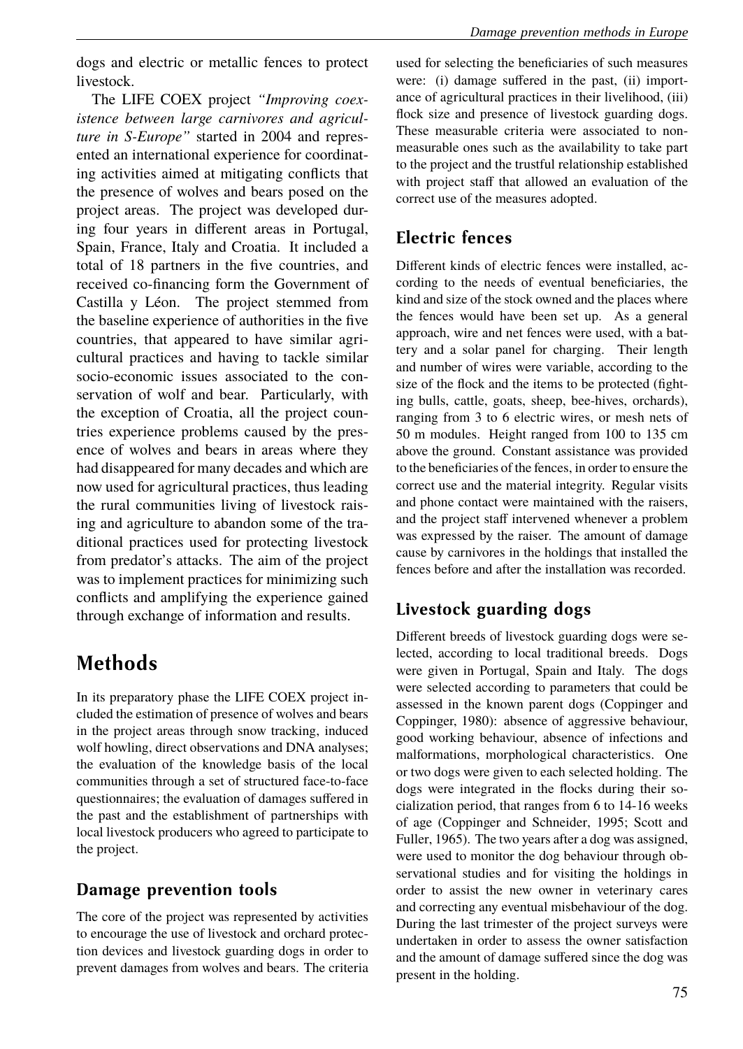dogs and electric or metallic fences to protect livestock.

The LIFE COEX project *"Improving coexistence between large carnivores and agriculture in S-Europe"* started in 2004 and represented an international experience for coordinating activities aimed at mitigating conflicts that the presence of wolves and bears posed on the project areas. The project was developed during four years in different areas in Portugal, Spain, France, Italy and Croatia. It included a total of 18 partners in the five countries, and received co-financing form the Government of Castilla y Léon. The project stemmed from the baseline experience of authorities in the five countries, that appeared to have similar agricultural practices and having to tackle similar socio-economic issues associated to the conservation of wolf and bear. Particularly, with the exception of Croatia, all the project countries experience problems caused by the presence of wolves and bears in areas where they had disappeared for many decades and which are now used for agricultural practices, thus leading the rural communities living of livestock raising and agriculture to abandon some of the traditional practices used for protecting livestock from predator's attacks. The aim of the project was to implement practices for minimizing such conflicts and amplifying the experience gained through exchange of information and results.

# Methods

In its preparatory phase the LIFE COEX project included the estimation of presence of wolves and bears in the project areas through snow tracking, induced wolf howling, direct observations and DNA analyses; the evaluation of the knowledge basis of the local communities through a set of structured face-to-face questionnaires; the evaluation of damages suffered in the past and the establishment of partnerships with local livestock producers who agreed to participate to the project.

## Damage prevention tools

The core of the project was represented by activities to encourage the use of livestock and orchard protection devices and livestock guarding dogs in order to prevent damages from wolves and bears. The criteria used for selecting the beneficiaries of such measures were: (i) damage suffered in the past, (ii) importance of agricultural practices in their livelihood, (iii) flock size and presence of livestock guarding dogs. These measurable criteria were associated to non-measurable ones such as the availability to take part to the project and the trustful relationship established with project staff that allowed an evaluation of the correct use of the measures adopted.

## Electric fences

Different kinds of electric fences were installed, according to the needs of eventual beneficiaries, the kind and size of the stock owned and the places where the fences would have been set up. As a general approach, wire and net fences were used, with a battery and a solar panel for charging. Their length and number of wires were variable, according to the size of the flock and the items to be protected (fighting bulls, cattle, goats, sheep, bee-hives, orchards), ranging from 3 to 6 electric wires, or mesh nets of 50 m modules. Height ranged from 100 to 135 cm above the ground. Constant assistance was provided to the beneficiaries of the fences, in order to ensure the correct use and the material integrity. Regular visits and phone contact were maintained with the raisers, and the project staff intervened whenever a problem was expressed by the raiser. The amount of damage cause by carnivores in the holdings that installed the fences before and after the installation was recorded.

## Livestock guarding dogs

Different breeds of livestock guarding dogs were selected, according to local traditional breeds. Dogs were given in Portugal, Spain and Italy. The dogs were selected according to parameters that could be assessed in the known parent dogs (Coppinger and Coppinger, 1980): absence of aggressive behaviour, good working behaviour, absence of infections and malformations, morphological characteristics. One or two dogs were given to each selected holding. The dogs were integrated in the flocks during their socialization period, that ranges from 6 to 14-16 weeks of age (Coppinger and Schneider, 1995; Scott and Fuller, 1965). The two years after a dog was assigned, were used to monitor the dog behaviour through observational studies and for visiting the holdings in order to assist the new owner in veterinary cares and correcting any eventual misbehaviour of the dog. During the last trimester of the project surveys were undertaken in order to assess the owner satisfaction and the amount of damage suffered since the dog was present in the holding.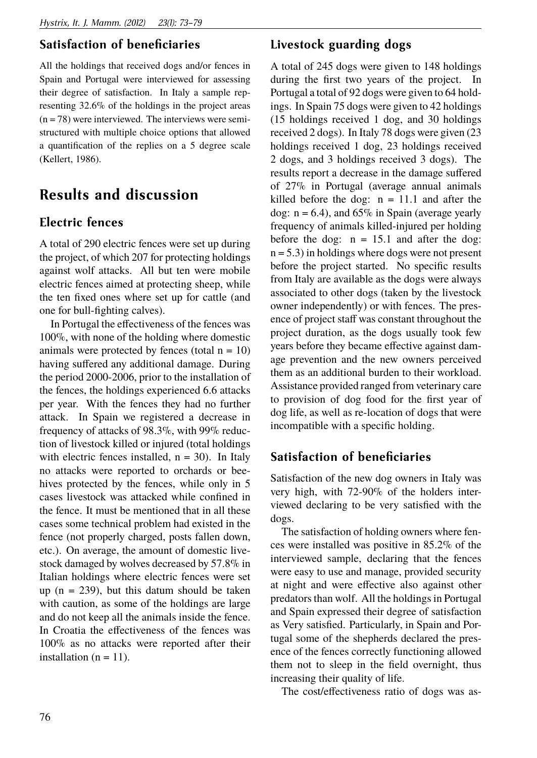## Satisfaction of beneficiaries

All the holdings that received dogs and/or fences in Spain and Portugal were interviewed for assessing their degree of satisfaction. In Italy a sample representing 32.6% of the holdings in the project areas (n = 78) were interviewed. The interviews were semi-structured with multiple choice options that allowed a quantification of the replies on a 5 degree scale (Kellert, 1986).

# Results and discussion

## Electric fences

A total of 290 electric fences were set up during the project, of which 207 for protecting holdings against wolf attacks. All but ten were mobile electric fences aimed at protecting sheep, while the ten fixed ones where set up for cattle (and one for bull-fighting calves).

In Portugal the effectiveness of the fences was 100%, with none of the holding where domestic animals were protected by fences (total n = 10) having suffered any additional damage. During the period 2000-2006, prior to the installation of the fences, the holdings experienced 6.6 attacks per year. With the fences they had no further attack. In Spain we registered a decrease in frequency of attacks of 98.3%, with 99% reduction of livestock killed or injured (total holdings with electric fences installed, n = 30). In Italy no attacks were reported to orchards or beehives protected by the fences, while only in 5 cases livestock was attacked while confined in the fence. It must be mentioned that in all these cases some technical problem had existed in the fence (not properly charged, posts fallen down, etc.). On average, the amount of domestic livestock damaged by wolves decreased by 57.8% in Italian holdings where electric fences were set up (n = 239), but this datum should be taken with caution, as some of the holdings are large and do not keep all the animals inside the fence. In Croatia the effectiveness of the fences was 100% as no attacks were reported after their installation (n = 11).

## Livestock guarding dogs

A total of 245 dogs were given to 148 holdings during the first two years of the project. In Portugal a total of 92 dogs were given to 64 holdings. In Spain 75 dogs were given to 42 holdings (15 holdings received 1 dog, and 30 holdings received 2 dogs). In Italy 78 dogs were given (23 holdings received 1 dog, 23 holdings received 2 dogs, and 3 holdings received 3 dogs). The results report a decrease in the damage suffered of 27% in Portugal (average annual animals killed before the dog: n = 11.1 and after the dog: n = 6.4), and 65% in Spain (average yearly frequency of animals killed-injured per holding before the dog: n = 15.1 and after the dog: n = 5.3) in holdings where dogs were not present before the project started. No specific results from Italy are available as the dogs were always associated to other dogs (taken by the livestock owner independently) or with fences. The presence of project staff was constant throughout the project duration, as the dogs usually took few years before they became effective against damage prevention and the new owners perceived them as an additional burden to their workload. Assistance provided ranged from veterinary care to provision of dog food for the first year of dog life, as well as re-location of dogs that were incompatible with a specific holding.

## Satisfaction of beneficiaries

Satisfaction of the new dog owners in Italy was very high, with 72-90% of the holders interviewed declaring to be very satisfied with the dogs.

The satisfaction of holding owners where fences were installed was positive in 85.2% of the interviewed sample, declaring that the fences were easy to use and manage, provided security at night and were effective also against other predators than wolf. All the holdings in Portugal and Spain expressed their degree of satisfaction as Very satisfied. Particularly, in Spain and Portugal some of the shepherds declared the presence of the fences correctly functioning allowed them not to sleep in the field overnight, thus increasing their quality of life.

The cost/effectiveness ratio of dogs was as-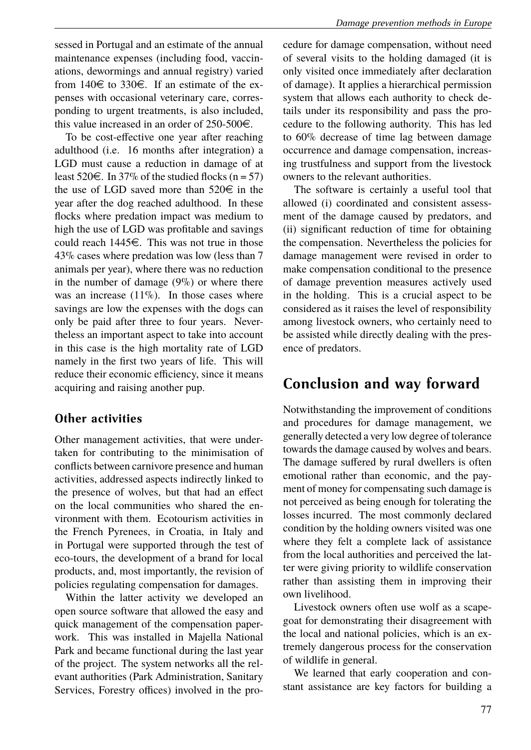sessed in Portugal and an estimate of the annual maintenance expenses (including food, vaccinations, dewormings and annual registry) varied from 140€ to 330€. If an estimate of the expenses with occasional veterinary care, corresponding to urgent treatments, is also included, this value increased in an order of 250-500€.

To be cost-effective one year after reaching adulthood (i.e. 16 months after integration) a LGD must cause a reduction in damage of at least 520€. In 37% of the studied flocks (n = 57) the use of LGD saved more than 520€ in the year after the dog reached adulthood. In these flocks where predation impact was medium to high the use of LGD was profitable and savings could reach 1445€. This was not true in those 43% cases where predation was low (less than 7 animals per year), where there was no reduction in the number of damage (9%) or where there was an increase (11%). In those cases where savings are low the expenses with the dogs can only be paid after three to four years. Nevertheless an important aspect to take into account in this case is the high mortality rate of LGD namely in the first two years of life. This will reduce their economic efficiency, since it means acquiring and raising another pup.

### Other activities

Other management activities, that were undertaken for contributing to the minimisation of conflicts between carnivore presence and human activities, addressed aspects indirectly linked to the presence of wolves, but that had an effect on the local communities who shared the environment with them. Ecotourism activities in the French Pyrenees, in Croatia, in Italy and in Portugal were supported through the test of eco-tours, the development of a brand for local products, and, most importantly, the revision of policies regulating compensation for damages.

Within the latter activity we developed an open source software that allowed the easy and quick management of the compensation paperwork. This was installed in Majella National Park and became functional during the last year of the project. The system networks all the relevant authorities (Park Administration, Sanitary Services, Forestry offices) involved in the procedure for damage compensation, without need of several visits to the holding damaged (it is only visited once immediately after declaration of damage). It applies a hierarchical permission system that allows each authority to check details under its responsibility and pass the procedure to the following authority. This has led to 60% decrease of time lag between damage occurrence and damage compensation, increasing trustfulness and support from the livestock owners to the relevant authorities.

The software is certainly a useful tool that allowed (i) coordinated and consistent assessment of the damage caused by predators, and (ii) significant reduction of time for obtaining the compensation. Nevertheless the policies for damage management were revised in order to make compensation conditional to the presence of damage prevention measures actively used in the holding. This is a crucial aspect to be considered as it raises the level of responsibility among livestock owners, who certainly need to be assisted while directly dealing with the presence of predators.

## Conclusion and way forward

Notwithstanding the improvement of conditions and procedures for damage management, we generally detected a very low degree of tolerance towards the damage caused by wolves and bears. The damage suffered by rural dwellers is often emotional rather than economic, and the payment of money for compensating such damage is not perceived as being enough for tolerating the losses incurred. The most commonly declared condition by the holding owners visited was one where they felt a complete lack of assistance from the local authorities and perceived the latter were giving priority to wildlife conservation rather than assisting them in improving their own livelihood.

Livestock owners often use wolf as a scapegoat for demonstrating their disagreement with the local and national policies, which is an extremely dangerous process for the conservation of wildlife in general.

We learned that early cooperation and constant assistance are key factors for building a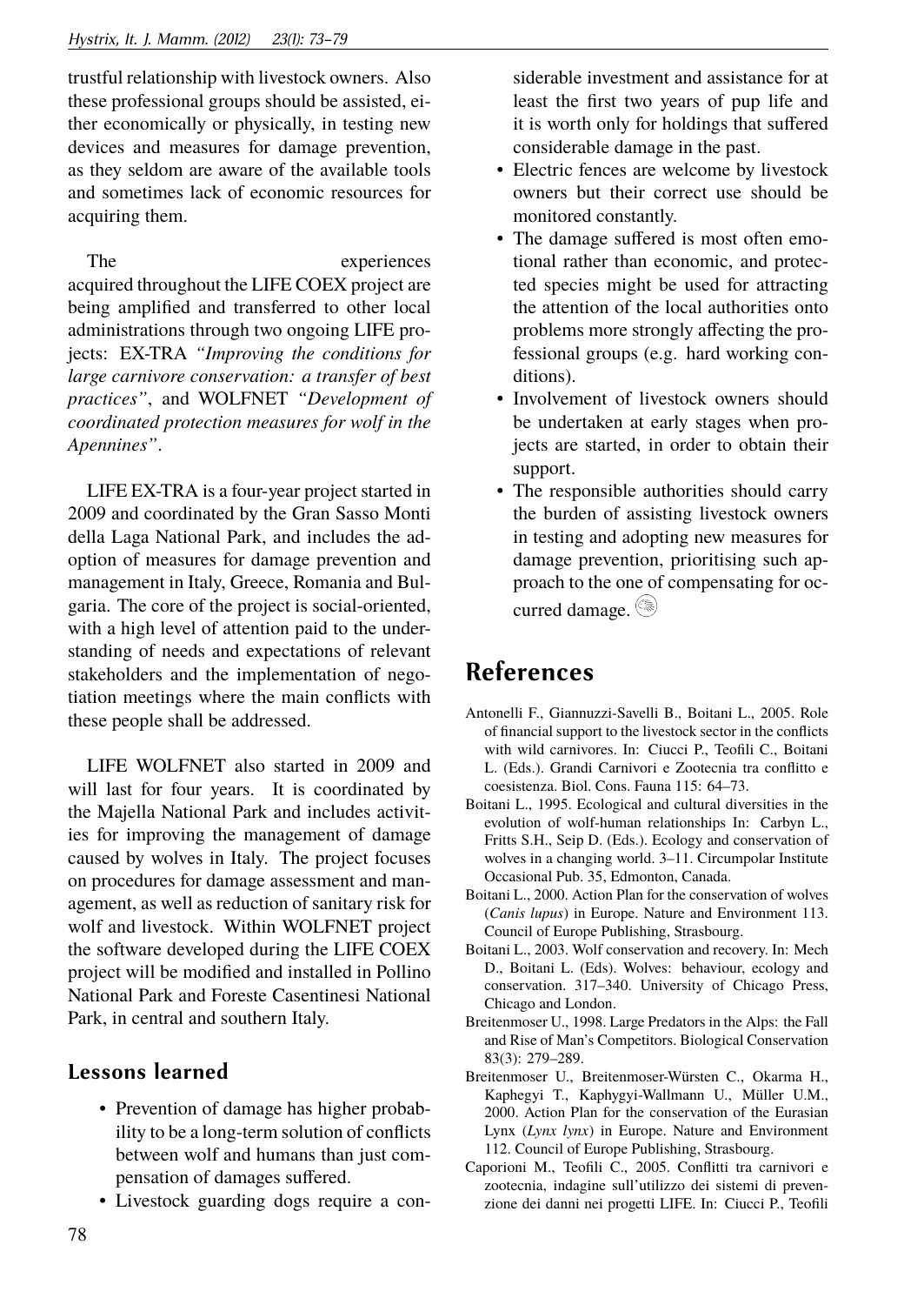trustful relationship with livestock owners. Also these professional groups should be assisted, either economically or physically, in testing new devices and measures for damage prevention, as they seldom are aware of the available tools and sometimes lack of economic resources for acquiring them.

The experiences acquired throughout the LIFE COEX project are being amplified and transferred to other local administrations through two ongoing LIFE projects: EX-TRA *"Improving the conditions for large carnivore conservation: a transfer of best practices"*, and WOLFNET *"Development of coordinated protection measures for wolf in the Apennines"*.

LIFE EX-TRA is a four-year project started in 2009 and coordinated by the Gran Sasso Monti della Laga National Park, and includes the adoption of measures for damage prevention and management in Italy, Greece, Romania and Bulgaria. The core of the project is social-oriented, with a high level of attention paid to the understanding of needs and expectations of relevant stakeholders and the implementation of negotiation meetings where the main conflicts with these people shall be addressed.

LIFE WOLFNET also started in 2009 and will last for four years. It is coordinated by the Majella National Park and includes activities for improving the management of damage caused by wolves in Italy. The project focuses on procedures for damage assessment and management, as well as reduction of sanitary risk for wolf and livestock. Within WOLFNET project the software developed during the LIFE COEX project will be modified and installed in Pollino National Park and Foreste Casentinesi National Park, in central and southern Italy.

### Lessons learned

- Prevention of damage has higher probability to be a long-term solution of conflicts between wolf and humans than just compensation of damages suffered.
- Livestock guarding dogs require a considerable investment and assistance for at least the first two years of pup life and it is worth only for holdings that suffered considerable damage in the past.
- Electric fences are welcome by livestock owners but their correct use should be monitored constantly.
- The damage suffered is most often emotional rather than economic, and protected species might be used for attracting the attention of the local authorities onto problems more strongly affecting the professional groups (e.g. hard working conditions).
- Involvement of livestock owners should be undertaken at early stages when projects are started, in order to obtain their support.
- The responsible authorities should carry the burden of assisting livestock owners in testing and adopting new measures for damage prevention, prioritising such approach to the one of compensating for occurred damage.

## References

Antonelli F., Giannuzzi-Savelli B., Boitani L., 2005. Role of financial support to the livestock sector in the conflicts with wild carnivores. In: Ciucci P., Teofili C., Boitani L. (Eds.). Grandi Carnivori e Zootecnia tra conflitto e coesistenza. Biol. Cons. Fauna 115: 64–73.

Boitani L., 1995. Ecological and cultural diversities in the evolution of wolf-human relationships In: Carbyn L., Fritts S.H., Seip D. (Eds.). Ecology and conservation of wolves in a changing world. 3–11. Circumpolar Institute Occasional Pub. 35, Edmonton, Canada.

Boitani L., 2000. Action Plan for the conservation of wolves (*Canis lupus*) in Europe. Nature and Environment 113. Council of Europe Publishing, Strasbourg.

Boitani L., 2003. Wolf conservation and recovery. In: Mech D., Boitani L. (Eds). Wolves: behaviour, ecology and conservation. 317–340. University of Chicago Press, Chicago and London.

Breitenmoser U., 1998. Large Predators in the Alps: the Fall and Rise of Man's Competitors. Biological Conservation 83(3): 279–289.

Breitenmoser U., Breitenmoser-Würsten C., Okarma H., Kaphegyi T., Kaphygyi-Wallmann U., Müller U.M., 2000. Action Plan for the conservation of the Eurasian Lynx (*Lynx lynx*) in Europe. Nature and Environment 112. Council of Europe Publishing, Strasbourg.

Caporioni M., Teofili C., 2005. Conflitti tra carnivori e zootecnia, indagine sull'utilizzo dei sistemi di prevenzione dei danni nei progetti LIFE. In: Ciucci P., Teofili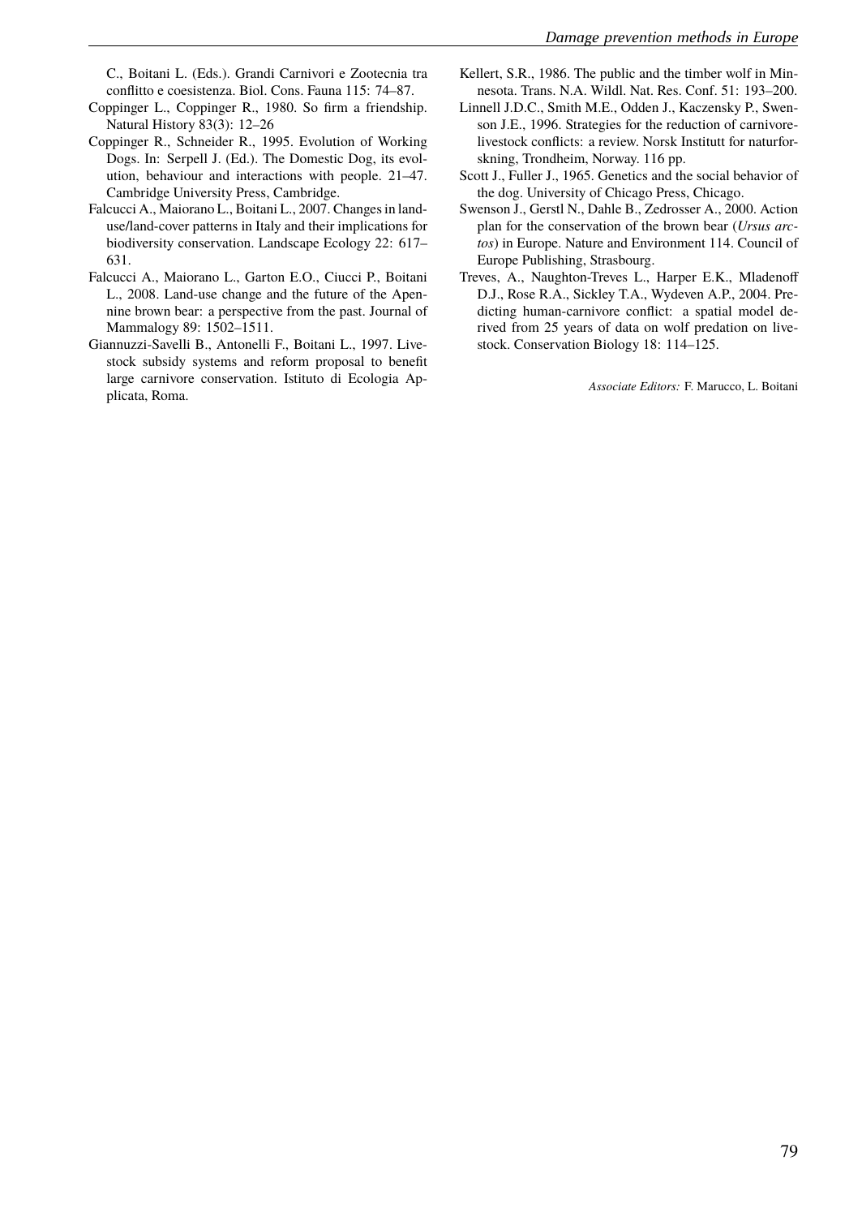C., Boitani L. (Eds.). Grandi Carnivori e Zootecnia tra conflitto e coesistenza. Biol. Cons. Fauna 115: 74–87.

Coppinger L., Coppinger R., 1980. So firm a friendship. Natural History 83(3): 12–26

Coppinger R., Schneider R., 1995. Evolution of Working Dogs. In: Serpell J. (Ed.). The Domestic Dog, its evolution, behaviour and interactions with people. 21–47. Cambridge University Press, Cambridge.

Falcucci A., Maiorano L., Boitani L., 2007. Changes in land-use/land-cover patterns in Italy and their implications for biodiversity conservation. Landscape Ecology 22: 617–631.

Falcucci A., Maiorano L., Garton E.O., Ciucci P., Boitani L., 2008. Land-use change and the future of the Apennine brown bear: a perspective from the past. Journal of Mammalogy 89: 1502–1511.

Giannuzzi-Savelli B., Antonelli F., Boitani L., 1997. Livestock subsidy systems and reform proposal to benefit large carnivore conservation. Istituto di Ecologia Applicata, Roma.

Kellert, S.R., 1986. The public and the timber wolf in Minnesota. Trans. N.A. Wildl. Nat. Res. Conf. 51: 193–200.

Linnell J.D.C., Smith M.E., Odden J., Kaczensky P., Swenson J.E., 1996. Strategies for the reduction of carnivore-livestock conflicts: a review. Norsk Institutt for naturforskning, Trondheim, Norway. 116 pp.

Scott J., Fuller J., 1965. Genetics and the social behavior of the dog. University of Chicago Press, Chicago.

Swenson J., Gerstl N., Dahle B., Zedrosser A., 2000. Action plan for the conservation of the brown bear (*Ursus arctos*) in Europe. Nature and Environment 114. Council of Europe Publishing, Strasbourg.

Treves, A., Naughton-Treves L., Harper E.K., Mladenoff D.J., Rose R.A., Sickley T.A., Wydeven A.P., 2004. Predicting human-carnivore conflict: a spatial model derived from 25 years of data on wolf predation on livestock. Conservation Biology 18: 114–125.

*Associate Editors:* F. Marucco, L. Boitani